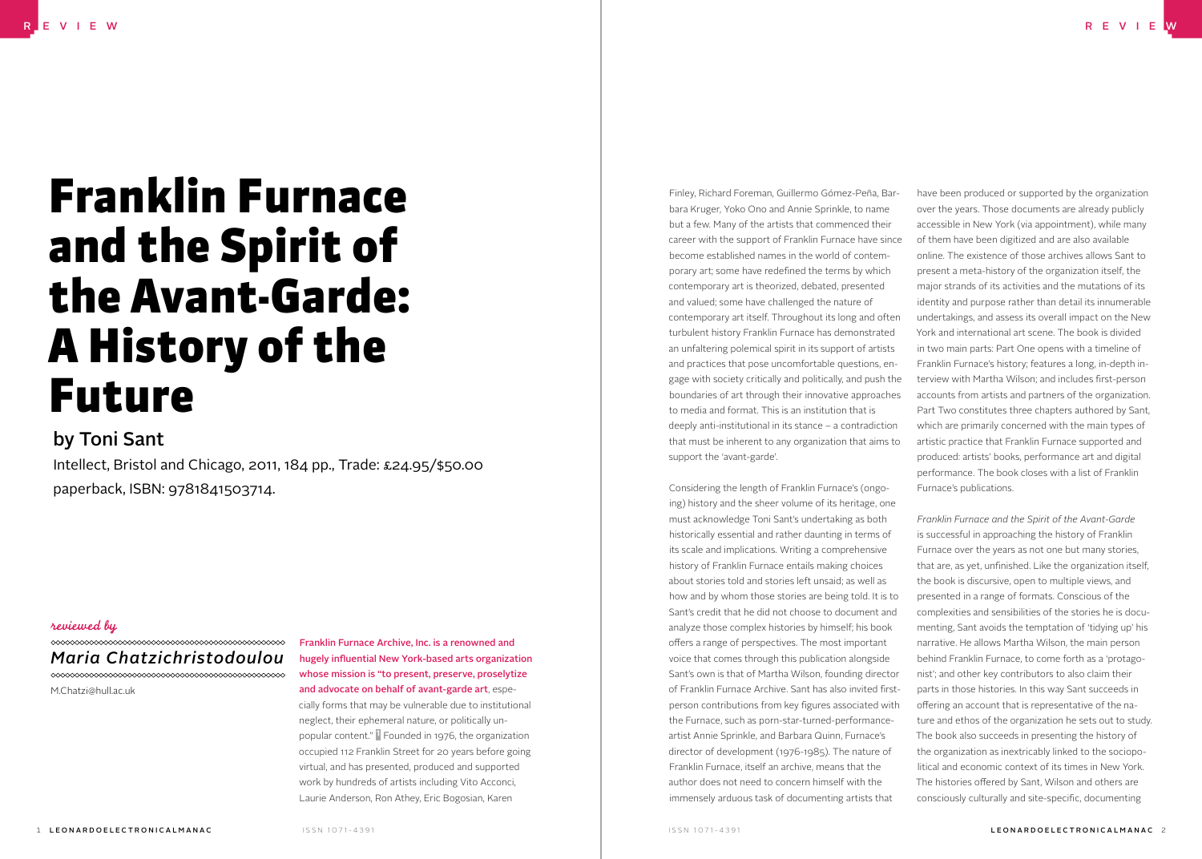# Franklin Furnace and the Spirit of the Avant-Garde: A History of the Future

## by Toni Sant

Intellect, Bristol and Chicago, 2011, 184 pp., Trade: £24.95/$50.00 paperback, ISBN: 9781841503714.

*reviewed by*

*Maria Chatzichristodoulou*

M.Chatzi@hull.ac.uk

**Franklin Furnace Archive, Inc. is a renowned and hugely influential New York-based arts organization whose mission is "to present, preserve, proselytize and advocate on behalf of avant-garde art**, especially forms that may be vulnerable due to institutional neglect, their ephemeral nature, or politically unpopular content." [1] Founded in 1976, the organization occupied 112 Franklin Street for 20 years before going virtual, and has presented, produced and supported work by hundreds of artists including Vito Acconci, Laurie Anderson, Ron Athey, Eric Bogosian, Karen Finley, Richard Foreman, Guillermo Gómez-Peña, Barbara Kruger, Yoko Ono and Annie Sprinkle, to name but a few. Many of the artists that commenced their career with the support of Franklin Furnace have since become established names in the world of contemporary art; some have redefined the terms by which contemporary art is theorized, debated, presented and valued; some have challenged the nature of contemporary art itself. Throughout its long and often turbulent history Franklin Furnace has demonstrated an unfaltering polemical spirit in its support of artists and practices that pose uncomfortable questions, engage with society critically and politically, and push the boundaries of art through their innovative approaches to media and format. This is an institution that is deeply anti-institutional in its stance – a contradiction that must be inherent to any organization that aims to support the 'avant-garde'.

Considering the length of Franklin Furnace's (ongoing) history and the sheer volume of its heritage, one must acknowledge Toni Sant's undertaking as both historically essential and rather daunting in terms of its scale and implications. Writing a comprehensive history of Franklin Furnace entails making choices about stories told and stories left unsaid; as well as how and by whom those stories are being told. It is to Sant's credit that he did not choose to document and analyze those complex histories by himself; his book offers a range of perspectives. The most important voice that comes through this publication alongside Sant's own is that of Martha Wilson, founding director of Franklin Furnace Archive. Sant has also invited first-person contributions from key figures associated with the Furnace, such as porn-star-turned-performance-artist Annie Sprinkle, and Barbara Quinn, Furnace's director of development (1976-1985). The nature of Franklin Furnace, itself an archive, means that the author does not need to concern himself with the immensely arduous task of documenting artists that have been produced or supported by the organization over the years. Those documents are already publicly accessible in New York (via appointment), while many of them have been digitized and are also available online. The existence of those archives allows Sant to present a meta-history of the organization itself, the major strands of its activities and the mutations of its identity and purpose rather than detail its innumerable undertakings, and assess its overall impact on the New York and international art scene. The book is divided in two main parts: Part One opens with a timeline of Franklin Furnace's history; features a long, in-depth interview with Martha Wilson; and includes first-person accounts from artists and partners of the organization. Part Two constitutes three chapters authored by Sant, which are primarily concerned with the main types of artistic practice that Franklin Furnace supported and produced: artists' books, performance art and digital performance. The book closes with a list of Franklin Furnace's publications.

*Franklin Furnace and the Spirit of the Avant-Garde* is successful in approaching the history of Franklin Furnace over the years as not one but many stories, that are, as yet, unfinished. Like the organization itself, the book is discursive, open to multiple views, and presented in a range of formats. Conscious of the complexities and sensibilities of the stories he is documenting, Sant avoids the temptation of 'tidying up' his narrative. He allows Martha Wilson, the main person behind Franklin Furnace, to come forth as a 'protagonist'; and other key contributors to also claim their parts in those histories. In this way Sant succeeds in offering an account that is representative of the nature and ethos of the organization he sets out to study. The book also succeeds in presenting the history of the organization as inextricably linked to the sociopolitical and economic context of its times in New York. The histories offered by Sant, Wilson and others are consciously culturally and site-specific, documenting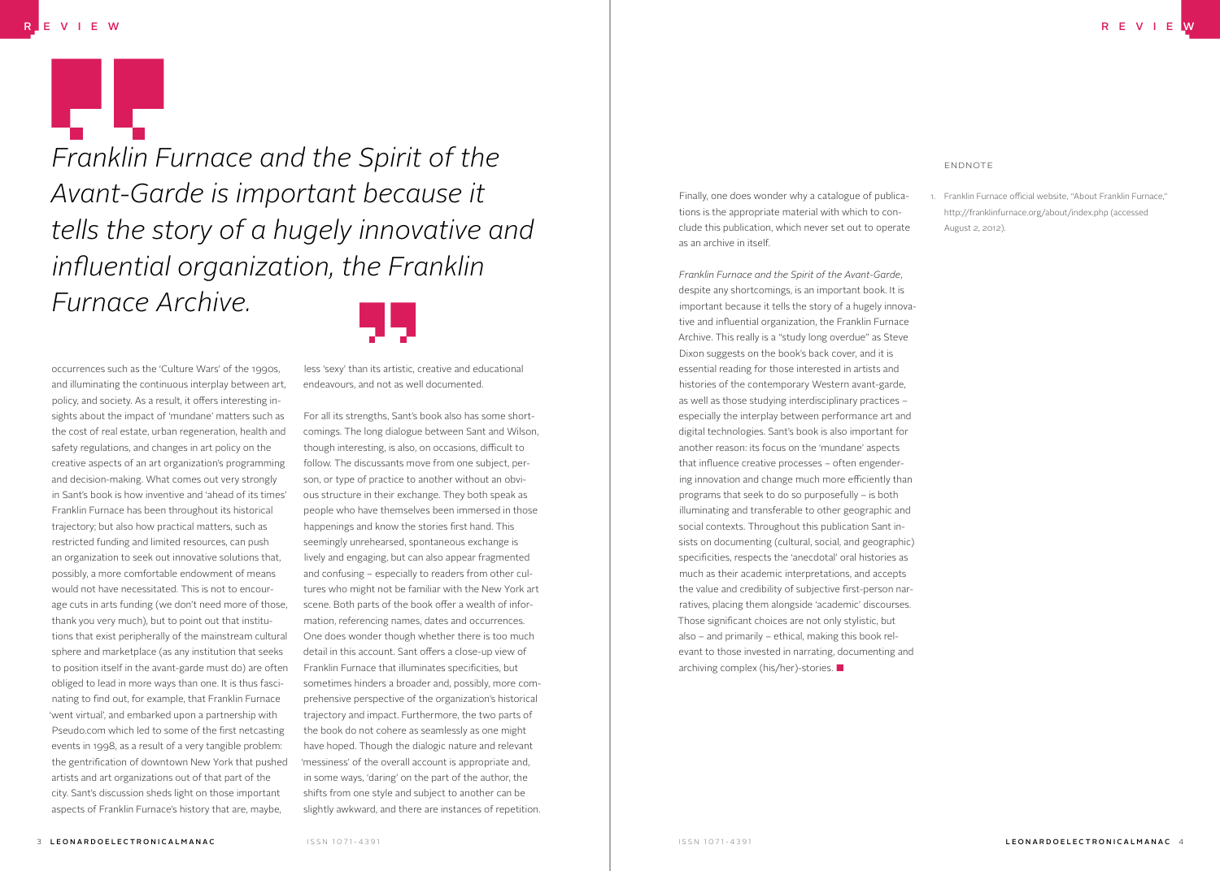*Franklin Furnace and the Spirit of the Avant-Garde is important because it tells the story of a hugely innovative and influential organization, the Franklin Furnace Archive.*

occurrences such as the 'Culture Wars' of the 1990s, and illuminating the continuous interplay between art, policy, and society. As a result, it offers interesting insights about the impact of 'mundane' matters such as the cost of real estate, urban regeneration, health and safety regulations, and changes in art policy on the creative aspects of an art organization's programming and decision-making. What comes out very strongly in Sant's book is how inventive and 'ahead of its times' Franklin Furnace has been throughout its historical trajectory; but also how practical matters, such as restricted funding and limited resources, can push an organization to seek out innovative solutions that, possibly, a more comfortable endowment of means would not have necessitated. This is not to encourage cuts in arts funding (we don't need more of those, thank you very much), but to point out that institutions that exist peripherally of the mainstream cultural sphere and marketplace (as any institution that seeks to position itself in the avant-garde must do) are often obliged to lead in more ways than one. It is thus fascinating to find out, for example, that Franklin Furnace 'went virtual', and embarked upon a partnership with Pseudo.com which led to some of the first netcasting events in 1998, as a result of a very tangible problem: the gentrification of downtown New York that pushed artists and art organizations out of that part of the city. Sant's discussion sheds light on those important aspects of Franklin Furnace's history that are, maybe, less 'sexy' than its artistic, creative and educational endeavours, and not as well documented.

For all its strengths, Sant's book also has some shortcomings. The long dialogue between Sant and Wilson, though interesting, is also, on occasions, difficult to follow. The discussants move from one subject, person, or type of practice to another without an obvious structure in their exchange. They both speak as people who have themselves been immersed in those happenings and know the stories first hand. This seemingly unrehearsed, spontaneous exchange is lively and engaging, but can also appear fragmented and confusing – especially to readers from other cultures who might not be familiar with the New York art scene. Both parts of the book offer a wealth of information, referencing names, dates and occurrences. One does wonder though whether there is too much detail in this account. Sant offers a close-up view of Franklin Furnace that illuminates specificities, but sometimes hinders a broader and, possibly, more comprehensive perspective of the organization's historical trajectory and impact. Furthermore, the two parts of the book do not cohere as seamlessly as one might have hoped. Though the dialogic nature and relevant 'messiness' of the overall account is appropriate and, in some ways, 'daring' on the part of the author, the shifts from one style and subject to another can be slightly awkward, and there are instances of repetition.

Finally, one does wonder why a catalogue of publications is the appropriate material with which to conclude this publication, which never set out to operate as an archive in itself.

*Franklin Furnace and the Spirit of the Avant-Garde*, despite any shortcomings, is an important book. It is important because it tells the story of a hugely innovative and influential organization, the Franklin Furnace Archive. This really is a "study long overdue" as Steve Dixon suggests on the book's back cover, and it is essential reading for those interested in artists and histories of the contemporary Western avant-garde, as well as those studying interdisciplinary practices – especially the interplay between performance art and digital technologies. Sant's book is also important for another reason: its focus on the 'mundane' aspects that influence creative processes – often engendering innovation and change much more efficiently than programs that seek to do so purposefully – is both illuminating and transferable to other geographic and social contexts. Throughout this publication Sant insists on documenting (cultural, social, and geographic) specificities, respects the 'anecdotal' oral histories as much as their academic interpretations, and accepts the value and credibility of subjective first-person narratives, placing them alongside 'academic' discourses. Those significant choices are not only stylistic, but also – and primarily – ethical, making this book relevant to those invested in narrating, documenting and archiving complex (his/her)-stories. ■

## ENDNOTE

1. Franklin Furnace official website, "About Franklin Furnace," http://franklinfurnace.org/about/index.php (accessed August 2, 2012).